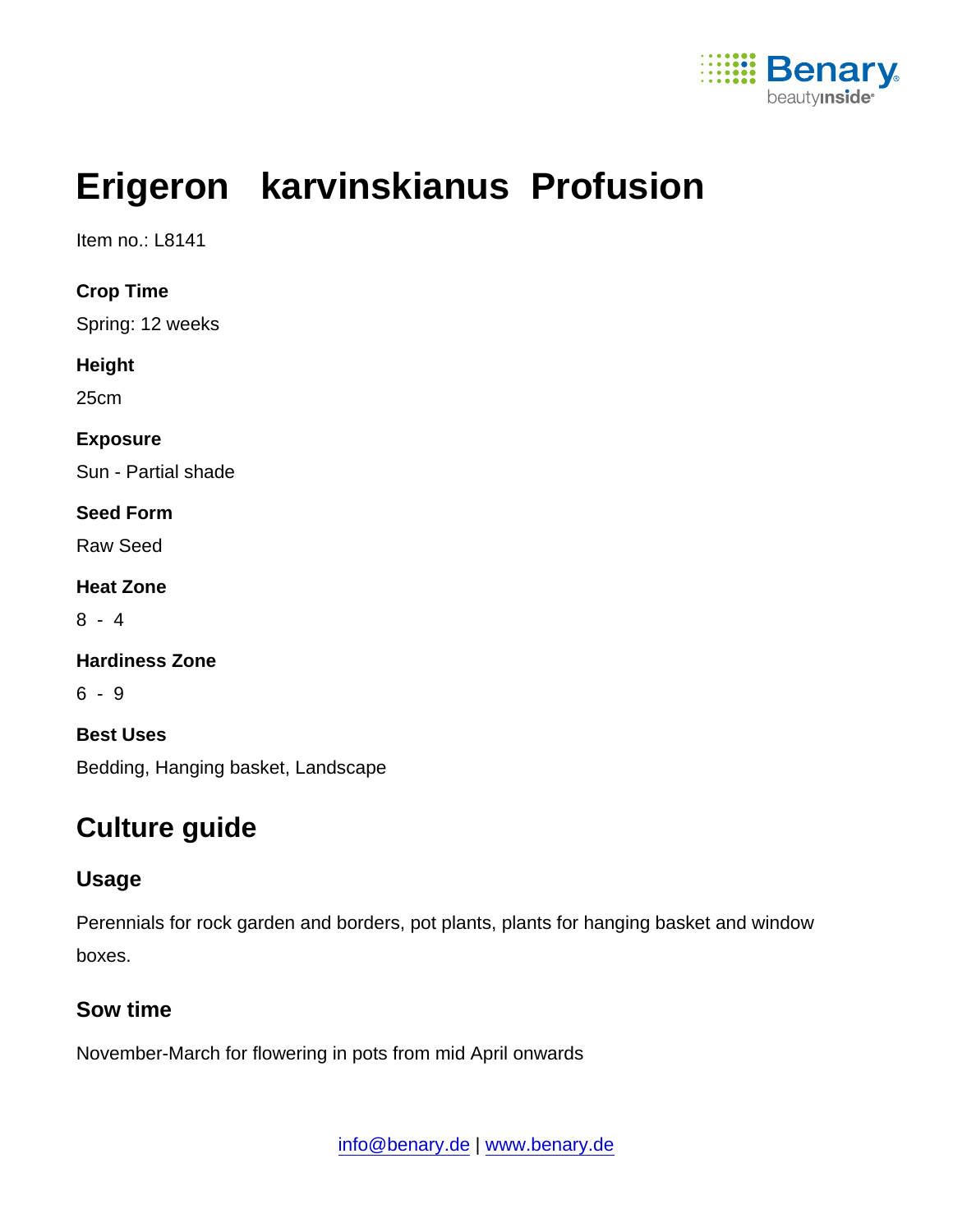# Erigeron karvinskianus Profusion

Item no.: L8141

**Crop Time**

Spring: 12 weeks

**Height**

25cm

**Exposure**

Sun - Partial shade

**Seed Form**

Raw Seed

**Heat Zone**

8 - 4

**Hardiness Zone**

6 - 9

**Best Uses**

Bedding, Hanging basket, Landscape

## Culture guide

### Usage

Perennials for rock garden and borders, pot plants, plants for hanging basket and window boxes.

### Sow time

November-March for flowering in pots from mid April onwards

info@benary.de | www.benary.de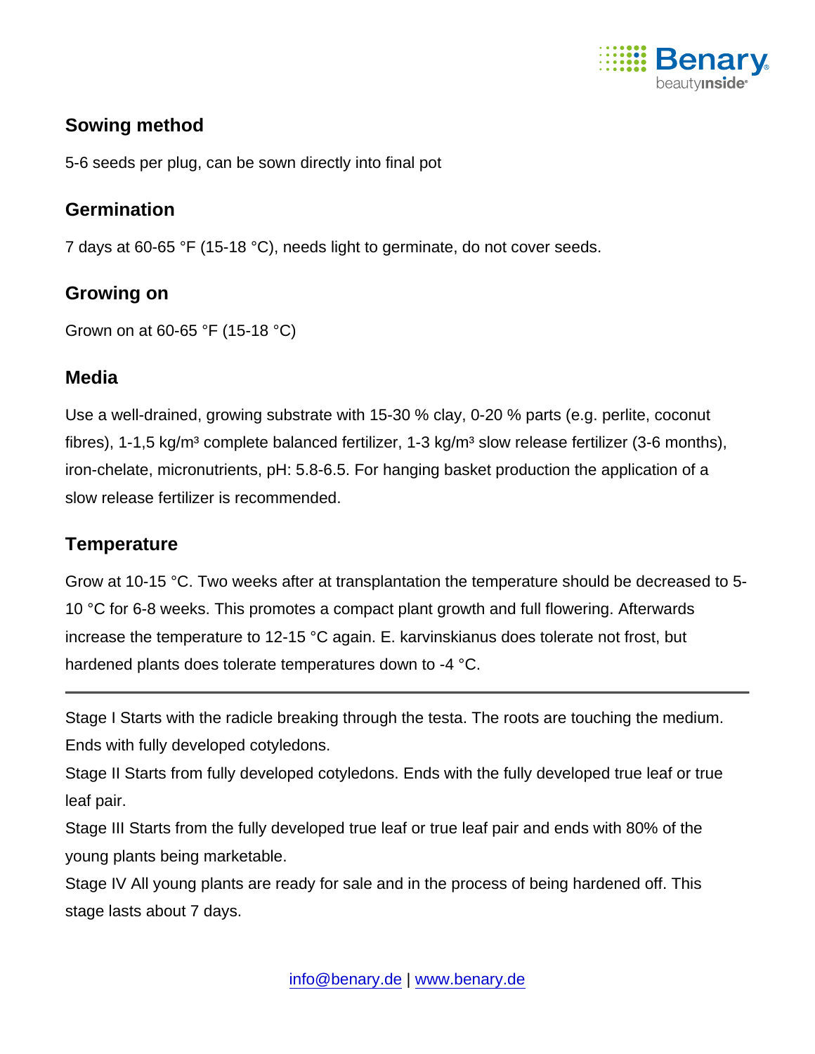## Sowing method

5-6 seeds per plug, can be sown directly into final pot

## Germination

7 days at 60-65 °F (15-18 °C), needs light to germinate, do not cover seeds.

## Growing on

Grown on at 60-65 °F (15-18 °C)

## Media

Use a well-drained, growing substrate with 15-30 % clay, 0-20 % parts (e.g. perlite, coconut fibres), 1-1,5 kg/m³ complete balanced fertilizer, 1-3 kg/m³ slow release fertilizer (3-6 months), iron-chelate, micronutrients, pH: 5.8-6.5. For hanging basket production the application of a slow release fertilizer is recommended.

## Temperature

Grow at 10-15 °C. Two weeks after at transplantation the temperature should be decreased to 5-10 °C for 6-8 weeks. This promotes a compact plant growth and full flowering. Afterwards increase the temperature to 12-15 °C again. E. karvinskianus does tolerate not frost, but hardened plants does tolerate temperatures down to -4 °C.

---

Stage I Starts with the radicle breaking through the testa. The roots are touching the medium. Ends with fully developed cotyledons.

Stage II Starts from fully developed cotyledons. Ends with the fully developed true leaf or true leaf pair.

Stage III Starts from the fully developed true leaf or true leaf pair and ends with 80% of the young plants being marketable.

Stage IV All young plants are ready for sale and in the process of being hardened off. This stage lasts about 7 days.

info@benary.de | www.benary.de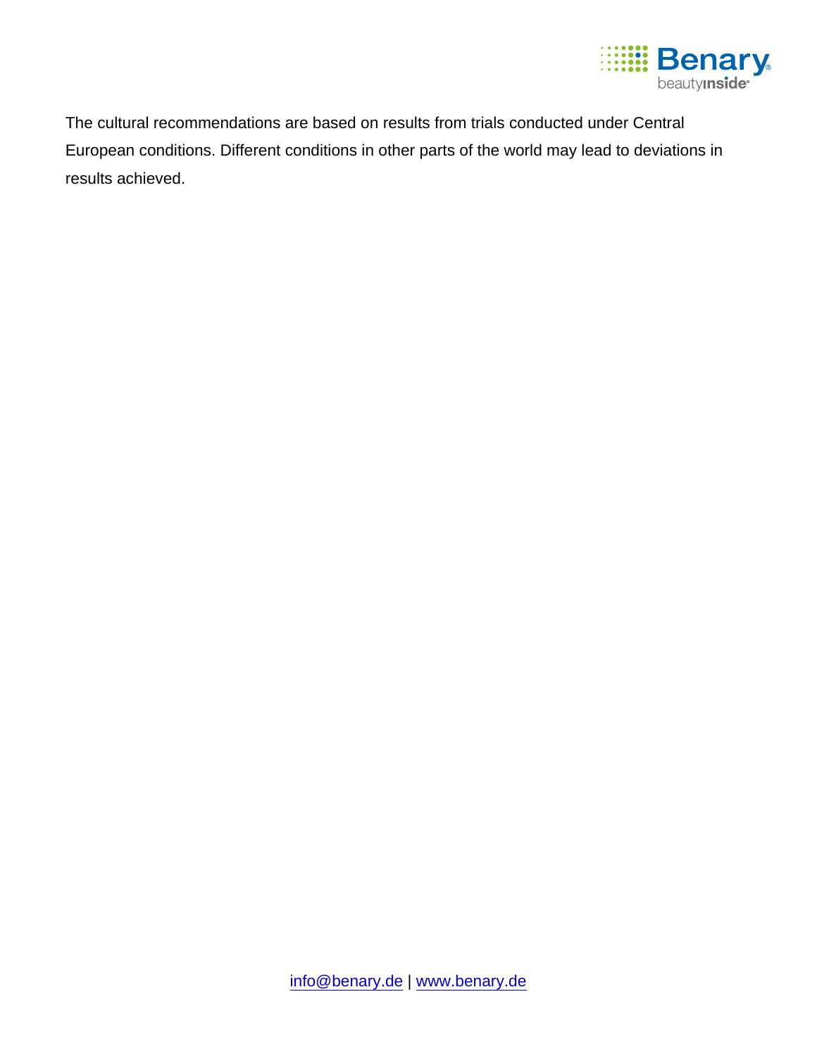The cultural recommendations are based on results from trials conducted under Central European conditions. Different conditions in other parts of the world may lead to deviations in results achieved.